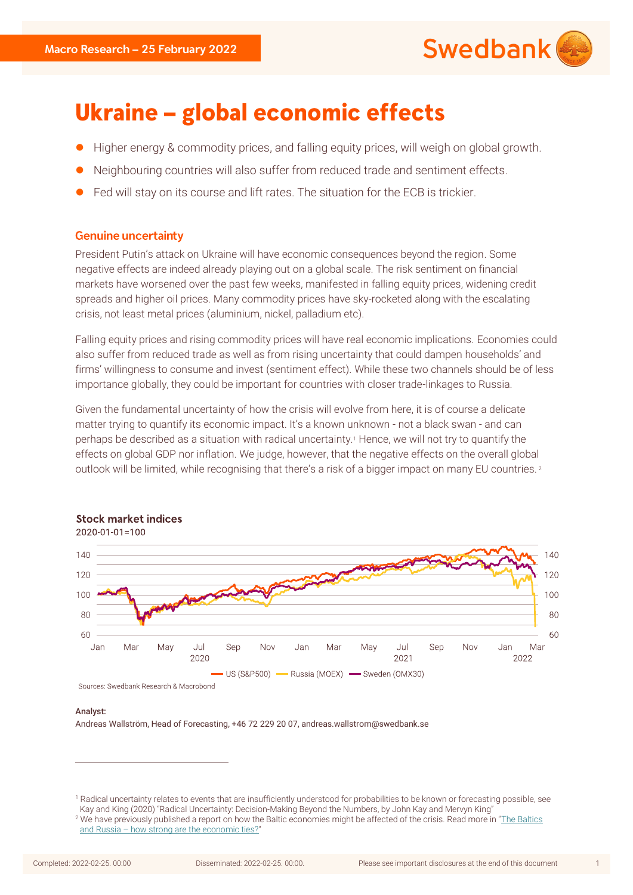Macro Research – 25 February 2022

# Ukraine – global economic effects

- Higher energy & commodity prices, and falling equity prices, will weigh on global growth.
- Neighbouring countries will also suffer from reduced trade and sentiment effects.
- Fed will stay on its course and lift rates. The situation for the ECB is trickier.

## Genuine uncertainty

President Putin's attack on Ukraine will have economic consequences beyond the region. Some negative effects are indeed already playing out on a global scale. The risk sentiment on financial markets have worsened over the past few weeks, manifested in falling equity prices, widening credit spreads and higher oil prices. Many commodity prices have sky-rocketed along with the escalating crisis, not least metal prices (aluminium, nickel, palladium etc).

Falling equity prices and rising commodity prices will have real economic implications. Economies could also suffer from reduced trade as well as from rising uncertainty that could dampen households' and firms' willingness to consume and invest (sentiment effect). While these two channels should be of less importance globally, they could be important for countries with closer trade-linkages to Russia.

Given the fundamental uncertainty of how the crisis will evolve from here, it is of course a delicate matter trying to quantify its economic impact. It's a known unknown - not a black swan - and can perhaps be described as a situation with radical uncertainty.[1] Hence, we will not try to quantify the effects on global GDP nor inflation. We judge, however, that the negative effects on the overall global outlook will be limited, while recognising that there's a risk of a bigger impact on many EU countries.[2]

**Stock market indices**
2020-01-01=100

US (S&P500), Russia (MOEX), Sweden (OMX30)

Sources: Swedbank Research & Macrobond

**Analyst:**
Andreas Wallström, Head of Forecasting, +46 72 229 20 07, andreas.wallstrom@swedbank.se

[1] Radical uncertainty relates to events that are insufficiently understood for probabilities to be known or forecasting possible, see Kay and King (2020) "Radical Uncertainty: Decision-Making Beyond the Numbers, by John Kay and Mervyn King"

[2] We have previously published a report on how the Baltic economies might be affected of the crisis. Read more in "The Baltics and Russia – how strong are the economic ties?"

Completed: 2022-02-25. 00:00 Disseminated: 2022-02-25. 00:00. Please see important disclosures at the end of this document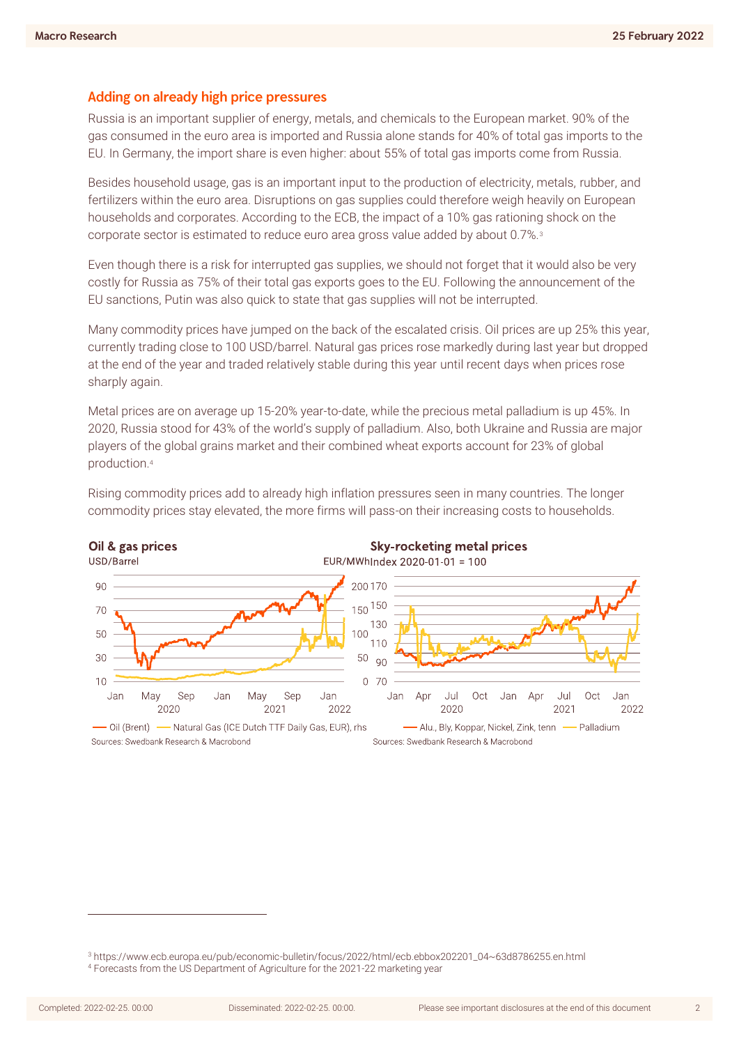## Adding on already high price pressures

Russia is an important supplier of energy, metals, and chemicals to the European market. 90% of the gas consumed in the euro area is imported and Russia alone stands for 40% of total gas imports to the EU. In Germany, the import share is even higher: about 55% of total gas imports come from Russia.

Besides household usage, gas is an important input to the production of electricity, metals, rubber, and fertilizers within the euro area. Disruptions on gas supplies could therefore weigh heavily on European households and corporates. According to the ECB, the impact of a 10% gas rationing shock on the corporate sector is estimated to reduce euro area gross value added by about 0.7%.[3]

Even though there is a risk for interrupted gas supplies, we should not forget that it would also be very costly for Russia as 75% of their total gas exports goes to the EU. Following the announcement of the EU sanctions, Putin was also quick to state that gas supplies will not be interrupted.

Many commodity prices have jumped on the back of the escalated crisis. Oil prices are up 25% this year, currently trading close to 100 USD/barrel. Natural gas prices rose markedly during last year but dropped at the end of the year and traded relatively stable during this year until recent days when prices rose sharply again.

Metal prices are on average up 15-20% year-to-date, while the precious metal palladium is up 45%. In 2020, Russia stood for 43% of the world's supply of palladium. Also, both Ukraine and Russia are major players of the global grains market and their combined wheat exports account for 23% of global production.[4]

Rising commodity prices add to already high inflation pressures seen in many countries. The longer commodity prices stay elevated, the more firms will pass-on their increasing costs to households.

**Oil & gas prices**

USD/Barrel; EUR/MWh (rhs)

— Oil (Brent) — Natural Gas (ICE Dutch TTF Daily Gas, EUR), rhs

Sources: Swedbank Research & Macrobond

**Sky-rocketing metal prices**

Index 2020-01-01 = 100

— Alu., Bly, Koppar, Nickel, Zink, tenn — Palladium

Sources: Swedbank Research & Macrobond

[3] https://www.ecb.europa.eu/pub/economic-bulletin/focus/2022/html/ecb.ebbox202201_04~63d8786255.en.html

[4] Forecasts from the US Department of Agriculture for the 2021-22 marketing year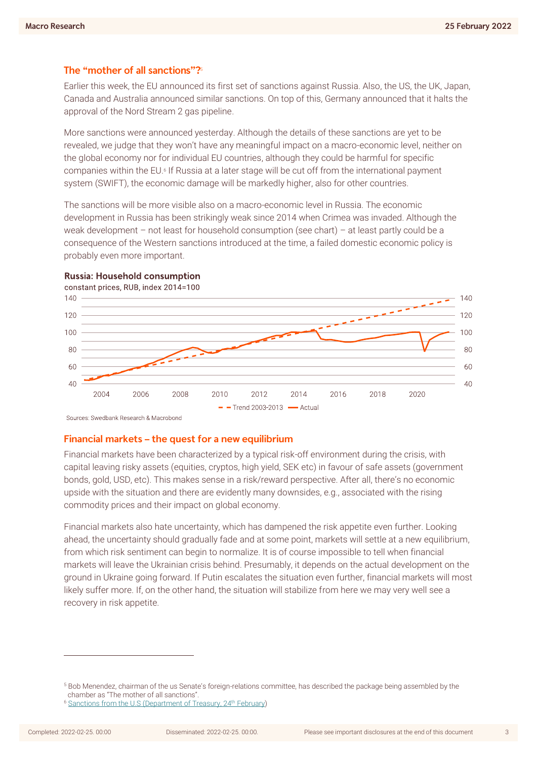## The "mother of all sanctions"?[5]

Earlier this week, the EU announced its first set of sanctions against Russia. Also, the US, the UK, Japan, Canada and Australia announced similar sanctions. On top of this, Germany announced that it halts the approval of the Nord Stream 2 gas pipeline.

More sanctions were announced yesterday. Although the details of these sanctions are yet to be revealed, we judge that they won't have any meaningful impact on a macro-economic level, neither on the global economy nor for individual EU countries, although they could be harmful for specific companies within the EU.[6] If Russia at a later stage will be cut off from the international payment system (SWIFT), the economic damage will be markedly higher, also for other countries.

The sanctions will be more visible also on a macro-economic level in Russia. The economic development in Russia has been strikingly weak since 2014 when Crimea was invaded. Although the weak development – not least for household consumption (see chart) – at least partly could be a consequence of the Western sanctions introduced at the time, a failed domestic economic policy is probably even more important.

**Russia: Household consumption**
constant prices, RUB, index 2014=100

Trend 2003-2013 | Actual

Sources: Swedbank Research & Macrobond

## Financial markets – the quest for a new equilibrium

Financial markets have been characterized by a typical risk-off environment during the crisis, with capital leaving risky assets (equities, cryptos, high yield, SEK etc) in favour of safe assets (government bonds, gold, USD, etc). This makes sense in a risk/reward perspective. After all, there's no economic upside with the situation and there are evidently many downsides, e.g., associated with the rising commodity prices and their impact on global economy.

Financial markets also hate uncertainty, which has dampened the risk appetite even further. Looking ahead, the uncertainty should gradually fade and at some point, markets will settle at a new equilibrium, from which risk sentiment can begin to normalize. It is of course impossible to tell when financial markets will leave the Ukrainian crisis behind. Presumably, it depends on the actual development on the ground in Ukraine going forward. If Putin escalates the situation even further, financial markets will most likely suffer more. If, on the other hand, the situation will stabilize from here we may very well see a recovery in risk appetite.

---

[5] Bob Menendez, chairman of the us Senate's foreign-relations committee, has described the package being assembled by the chamber as "The mother of all sanctions".

[6] Sanctions from the U.S (Department of Treasury, 24th February)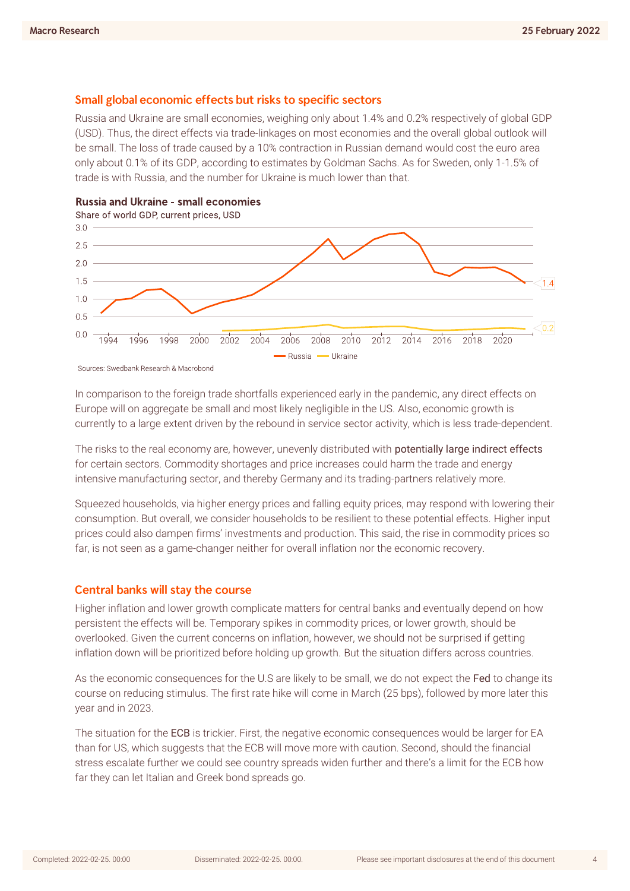## Small global economic effects but risks to specific sectors

Russia and Ukraine are small economies, weighing only about 1.4% and 0.2% respectively of global GDP (USD). Thus, the direct effects via trade-linkages on most economies and the overall global outlook will be small. The loss of trade caused by a 10% contraction in Russian demand would cost the euro area only about 0.1% of its GDP, according to estimates by Goldman Sachs. As for Sweden, only 1-1.5% of trade is with Russia, and the number for Ukraine is much lower than that.

**Russia and Ukraine - small economies**

Share of world GDP, current prices, USD

Sources: Swedbank Research & Macrobond

In comparison to the foreign trade shortfalls experienced early in the pandemic, any direct effects on Europe will on aggregate be small and most likely negligible in the US. Also, economic growth is currently to a large extent driven by the rebound in service sector activity, which is less trade-dependent.

The risks to the real economy are, however, unevenly distributed with potentially large indirect effects for certain sectors. Commodity shortages and price increases could harm the trade and energy intensive manufacturing sector, and thereby Germany and its trading-partners relatively more.

Squeezed households, via higher energy prices and falling equity prices, may respond with lowering their consumption. But overall, we consider households to be resilient to these potential effects. Higher input prices could also dampen firms' investments and production. This said, the rise in commodity prices so far, is not seen as a game-changer neither for overall inflation nor the economic recovery.

## Central banks will stay the course

Higher inflation and lower growth complicate matters for central banks and eventually depend on how persistent the effects will be. Temporary spikes in commodity prices, or lower growth, should be overlooked. Given the current concerns on inflation, however, we should not be surprised if getting inflation down will be prioritized before holding up growth. But the situation differs across countries.

As the economic consequences for the U.S are likely to be small, we do not expect the Fed to change its course on reducing stimulus. The first rate hike will come in March (25 bps), followed by more later this year and in 2023.

The situation for the ECB is trickier. First, the negative economic consequences would be larger for EA than for US, which suggests that the ECB will move more with caution. Second, should the financial stress escalate further we could see country spreads widen further and there's a limit for the ECB how far they can let Italian and Greek bond spreads go.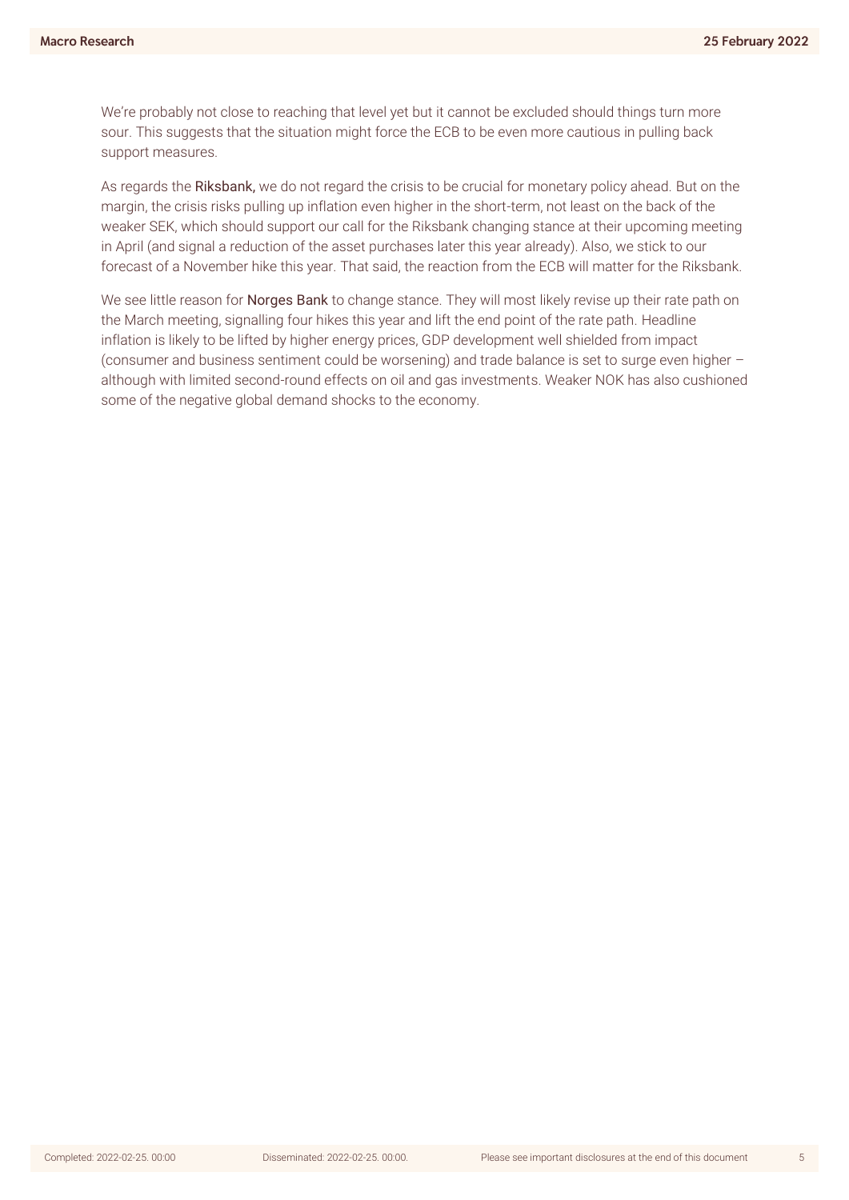We're probably not close to reaching that level yet but it cannot be excluded should things turn more sour. This suggests that the situation might force the ECB to be even more cautious in pulling back support measures.

As regards the **Riksbank,** we do not regard the crisis to be crucial for monetary policy ahead. But on the margin, the crisis risks pulling up inflation even higher in the short-term, not least on the back of the weaker SEK, which should support our call for the Riksbank changing stance at their upcoming meeting in April (and signal a reduction of the asset purchases later this year already). Also, we stick to our forecast of a November hike this year. That said, the reaction from the ECB will matter for the Riksbank.

We see little reason for **Norges Bank** to change stance. They will most likely revise up their rate path on the March meeting, signalling four hikes this year and lift the end point of the rate path. Headline inflation is likely to be lifted by higher energy prices, GDP development well shielded from impact (consumer and business sentiment could be worsening) and trade balance is set to surge even higher – although with limited second-round effects on oil and gas investments. Weaker NOK has also cushioned some of the negative global demand shocks to the economy.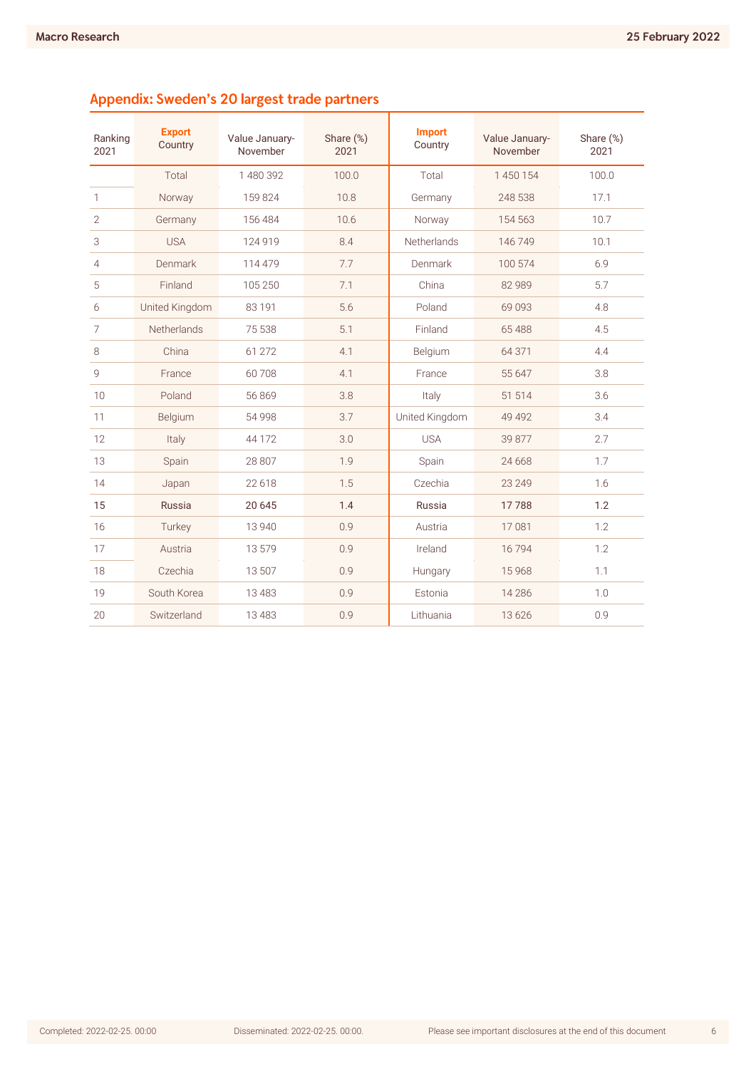## Appendix: Sweden's 20 largest trade partners

| Ranking 2021 | Export Country | Value January-November | Share (%) 2021 | Import Country | Value January-November | Share (%) 2021 |
|---|---|---|---|---|---|---|
| | Total | 1 480 392 | 100.0 | Total | 1 450 154 | 100.0 |
| 1 | Norway | 159 824 | 10.8 | Germany | 248 538 | 17.1 |
| 2 | Germany | 156 484 | 10.6 | Norway | 154 563 | 10.7 |
| 3 | USA | 124 919 | 8.4 | Netherlands | 146 749 | 10.1 |
| 4 | Denmark | 114 479 | 7.7 | Denmark | 100 574 | 6.9 |
| 5 | Finland | 105 250 | 7.1 | China | 82 989 | 5.7 |
| 6 | United Kingdom | 83 191 | 5.6 | Poland | 69 093 | 4.8 |
| 7 | Netherlands | 75 538 | 5.1 | Finland | 65 488 | 4.5 |
| 8 | China | 61 272 | 4.1 | Belgium | 64 371 | 4.4 |
| 9 | France | 60 708 | 4.1 | France | 55 647 | 3.8 |
| 10 | Poland | 56 869 | 3.8 | Italy | 51 514 | 3.6 |
| 11 | Belgium | 54 998 | 3.7 | United Kingdom | 49 492 | 3.4 |
| 12 | Italy | 44 172 | 3.0 | USA | 39 877 | 2.7 |
| 13 | Spain | 28 807 | 1.9 | Spain | 24 668 | 1.7 |
| 14 | Japan | 22 618 | 1.5 | Czechia | 23 249 | 1.6 |
| **15** | **Russia** | **20 645** | **1.4** | **Russia** | **17 788** | **1.2** |
| 16 | Turkey | 13 940 | 0.9 | Austria | 17 081 | 1.2 |
| 17 | Austria | 13 579 | 0.9 | Ireland | 16 794 | 1.2 |
| 18 | Czechia | 13 507 | 0.9 | Hungary | 15 968 | 1.1 |
| 19 | South Korea | 13 483 | 0.9 | Estonia | 14 286 | 1.0 |
| 20 | Switzerland | 13 483 | 0.9 | Lithuania | 13 626 | 0.9 |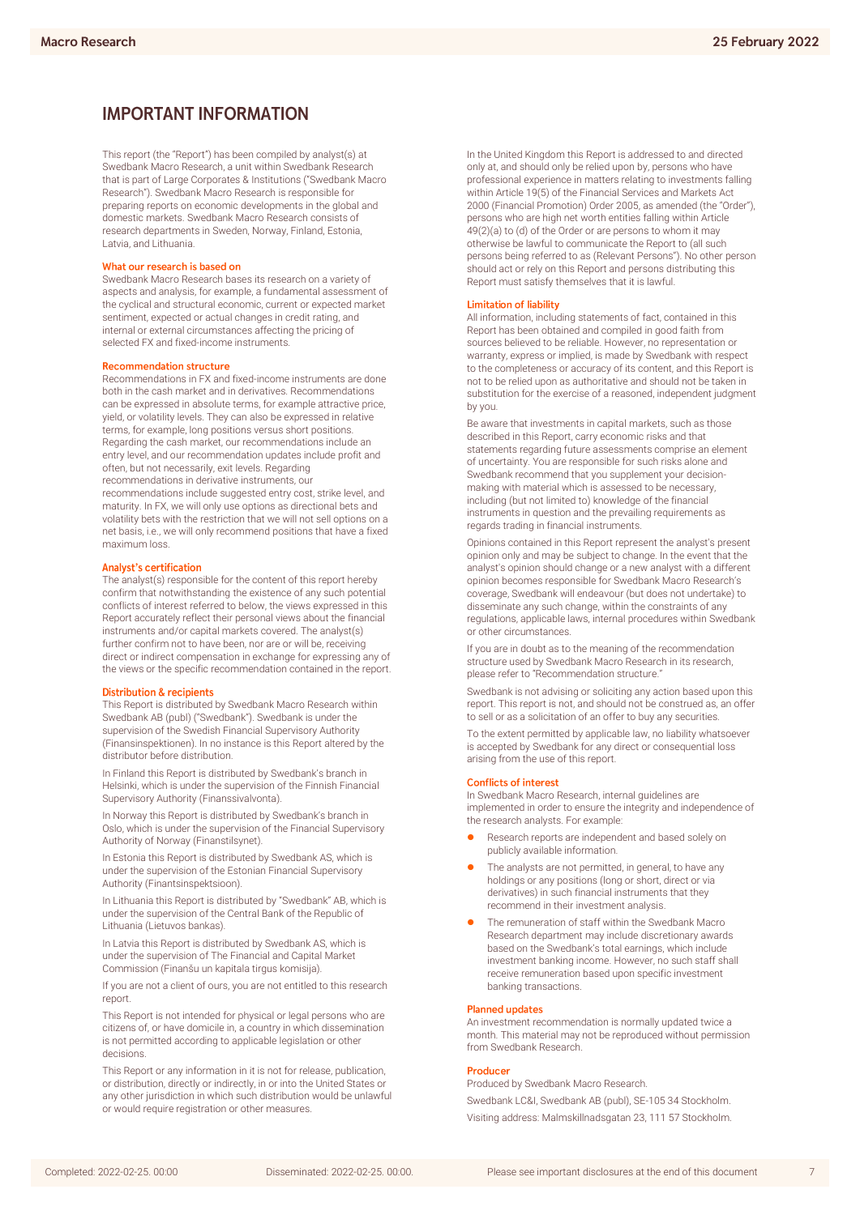# IMPORTANT INFORMATION

This report (the "Report") has been compiled by analyst(s) at Swedbank Macro Research, a unit within Swedbank Research that is part of Large Corporates & Institutions ("Swedbank Macro Research"). Swedbank Macro Research is responsible for preparing reports on economic developments in the global and domestic markets. Swedbank Macro Research consists of research departments in Sweden, Norway, Finland, Estonia, Latvia, and Lithuania.

### What our research is based on

Swedbank Macro Research bases its research on a variety of aspects and analysis, for example, a fundamental assessment of the cyclical and structural economic, current or expected market sentiment, expected or actual changes in credit rating, and internal or external circumstances affecting the pricing of selected FX and fixed-income instruments.

### Recommendation structure

Recommendations in FX and fixed-income instruments are done both in the cash market and in derivatives. Recommendations can be expressed in absolute terms, for example attractive price, yield, or volatility levels. They can also be expressed in relative terms, for example, long positions versus short positions. Regarding the cash market, our recommendations include an entry level, and our recommendation updates include profit and often, but not necessarily, exit levels. Regarding recommendations in derivative instruments, our recommendations include suggested entry cost, strike level, and maturity. In FX, we will only use options as directional bets and volatility bets with the restriction that we will not sell options on a net basis, i.e., we will only recommend positions that have a fixed maximum loss.

### Analyst's certification

The analyst(s) responsible for the content of this report hereby confirm that notwithstanding the existence of any such potential conflicts of interest referred to below, the views expressed in this Report accurately reflect their personal views about the financial instruments and/or capital markets covered. The analyst(s) further confirm not to have been, nor are or will be, receiving direct or indirect compensation in exchange for expressing any of the views or the specific recommendation contained in the report.

### Distribution & recipients

This Report is distributed by Swedbank Macro Research within Swedbank AB (publ) ("Swedbank"). Swedbank is under the supervision of the Swedish Financial Supervisory Authority (Finansinspektionen). In no instance is this Report altered by the distributor before distribution.

In Finland this Report is distributed by Swedbank's branch in Helsinki, which is under the supervision of the Finnish Financial Supervisory Authority (Finanssivalvonta).

In Norway this Report is distributed by Swedbank's branch in Oslo, which is under the supervision of the Financial Supervisory Authority of Norway (Finanstilsynet).

In Estonia this Report is distributed by Swedbank AS, which is under the supervision of the Estonian Financial Supervisory Authority (Finantsinspektsioon).

In Lithuania this Report is distributed by "Swedbank" AB, which is under the supervision of the Central Bank of the Republic of Lithuania (Lietuvos bankas).

In Latvia this Report is distributed by Swedbank AS, which is under the supervision of The Financial and Capital Market Commission (Finanšu un kapitala tirgus komisija).

If you are not a client of ours, you are not entitled to this research report.

This Report is not intended for physical or legal persons who are citizens of, or have domicile in, a country in which dissemination is not permitted according to applicable legislation or other decisions.

This Report or any information in it is not for release, publication, or distribution, directly or indirectly, in or into the United States or any other jurisdiction in which such distribution would be unlawful or would require registration or other measures.

In the United Kingdom this Report is addressed to and directed only at, and should only be relied upon by, persons who have professional experience in matters relating to investments falling within Article 19(5) of the Financial Services and Markets Act 2000 (Financial Promotion) Order 2005, as amended (the "Order"), persons who are high net worth entities falling within Article 49(2)(a) to (d) of the Order or are persons to whom it may otherwise be lawful to communicate the Report to (all such persons being referred to as (Relevant Persons"). No other person should act or rely on this Report and persons distributing this Report must satisfy themselves that it is lawful.

### Limitation of liability

All information, including statements of fact, contained in this Report has been obtained and compiled in good faith from sources believed to be reliable. However, no representation or warranty, express or implied, is made by Swedbank with respect to the completeness or accuracy of its content, and this Report is not to be relied upon as authoritative and should not be taken in substitution for the exercise of a reasoned, independent judgment by you.

Be aware that investments in capital markets, such as those described in this Report, carry economic risks and that statements regarding future assessments comprise an element of uncertainty. You are responsible for such risks alone and Swedbank recommend that you supplement your decision-making with material which is assessed to be necessary, including (but not limited to) knowledge of the financial instruments in question and the prevailing requirements as regards trading in financial instruments.

Opinions contained in this Report represent the analyst's present opinion only and may be subject to change. In the event that the analyst's opinion should change or a new analyst with a different opinion becomes responsible for Swedbank Macro Research's coverage, Swedbank will endeavour (but does not undertake) to disseminate any such change, within the constraints of any regulations, applicable laws, internal procedures within Swedbank or other circumstances.

If you are in doubt as to the meaning of the recommendation structure used by Swedbank Macro Research in its research, please refer to "Recommendation structure."

Swedbank is not advising or soliciting any action based upon this report. This Report is not, and should not be construed as, an offer to sell or as a solicitation of an offer to buy any securities.

To the extent permitted by applicable law, no liability whatsoever is accepted by Swedbank for any direct or consequential loss arising from the use of this report.

### Conflicts of interest

In Swedbank Macro Research, internal guidelines are implemented in order to ensure the integrity and independence of the research analysts. For example:

- Research reports are independent and based solely on publicly available information.
- The analysts are not permitted, in general, to have any holdings or any positions (long or short, direct or via derivatives) in such financial instruments that they recommend in their investment analysis.
- The remuneration of staff within the Swedbank Macro Research department may include discretionary awards based on the Swedbank's total earnings, which include investment banking income. However, no such staff shall receive remuneration based upon specific investment banking transactions.

### Planned updates

An investment recommendation is normally updated twice a month. This material may not be reproduced without permission from Swedbank Research.

### Producer

Produced by Swedbank Macro Research.

Swedbank LC&I, Swedbank AB (publ), SE-105 34 Stockholm.

Visiting address: Malmskillnadsgatan 23, 111 57 Stockholm.

Completed: 2022-02-25. 00:00 Disseminated: 2022-02-25. 00:00.